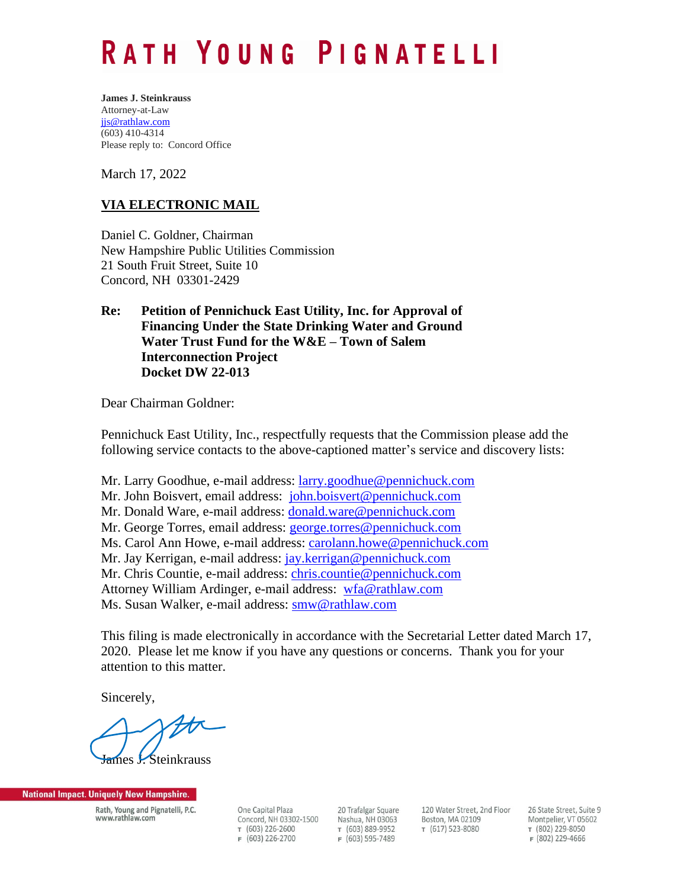# RATH YOUNG PIGNATELLI

**James J. Steinkrauss**
Attorney-at-Law
jjs@rathlaw.com
(603) 410-4314
Please reply to: Concord Office

March 17, 2022

**VIA ELECTRONIC MAIL**

Daniel C. Goldner, Chairman
New Hampshire Public Utilities Commission
21 South Fruit Street, Suite 10
Concord, NH 03301-2429

**Re: Petition of Pennichuck East Utility, Inc. for Approval of Financing Under the State Drinking Water and Ground Water Trust Fund for the W&E – Town of Salem Interconnection Project**
**Docket DW 22-013**

Dear Chairman Goldner:

Pennichuck East Utility, Inc., respectfully requests that the Commission please add the following service contacts to the above-captioned matter's service and discovery lists:

Mr. Larry Goodhue, e-mail address: larry.goodhue@pennichuck.com
Mr. John Boisvert, email address: john.boisvert@pennichuck.com
Mr. Donald Ware, e-mail address: donald.ware@pennichuck.com
Mr. George Torres, email address: george.torres@pennichuck.com
Ms. Carol Ann Howe, e-mail address: carolann.howe@pennichuck.com
Mr. Jay Kerrigan, e-mail address: jay.kerrigan@pennichuck.com
Mr. Chris Countie, e-mail address: chris.countie@pennichuck.com
Attorney William Ardinger, e-mail address: wfa@rathlaw.com
Ms. Susan Walker, e-mail address: smw@rathlaw.com

This filing is made electronically in accordance with the Secretarial Letter dated March 17, 2020. Please let me know if you have any questions or concerns. Thank you for your attention to this matter.

Sincerely,

James J. Steinkrauss

National Impact. Uniquely New Hampshire.

Rath, Young and Pignatelli, P.C.
www.rathlaw.com

One Capital Plaza
Concord, NH 03302-1500
T (603) 226-2600
F (603) 226-2700

20 Trafalgar Square
Nashua, NH 03063
T (603) 889-9952
F (603) 595-7489

120 Water Street, 2nd Floor
Boston, MA 02109
T (617) 523-8080

26 State Street, Suite 9
Montpelier, VT 05602
T (802) 229-8050
F (802) 229-4666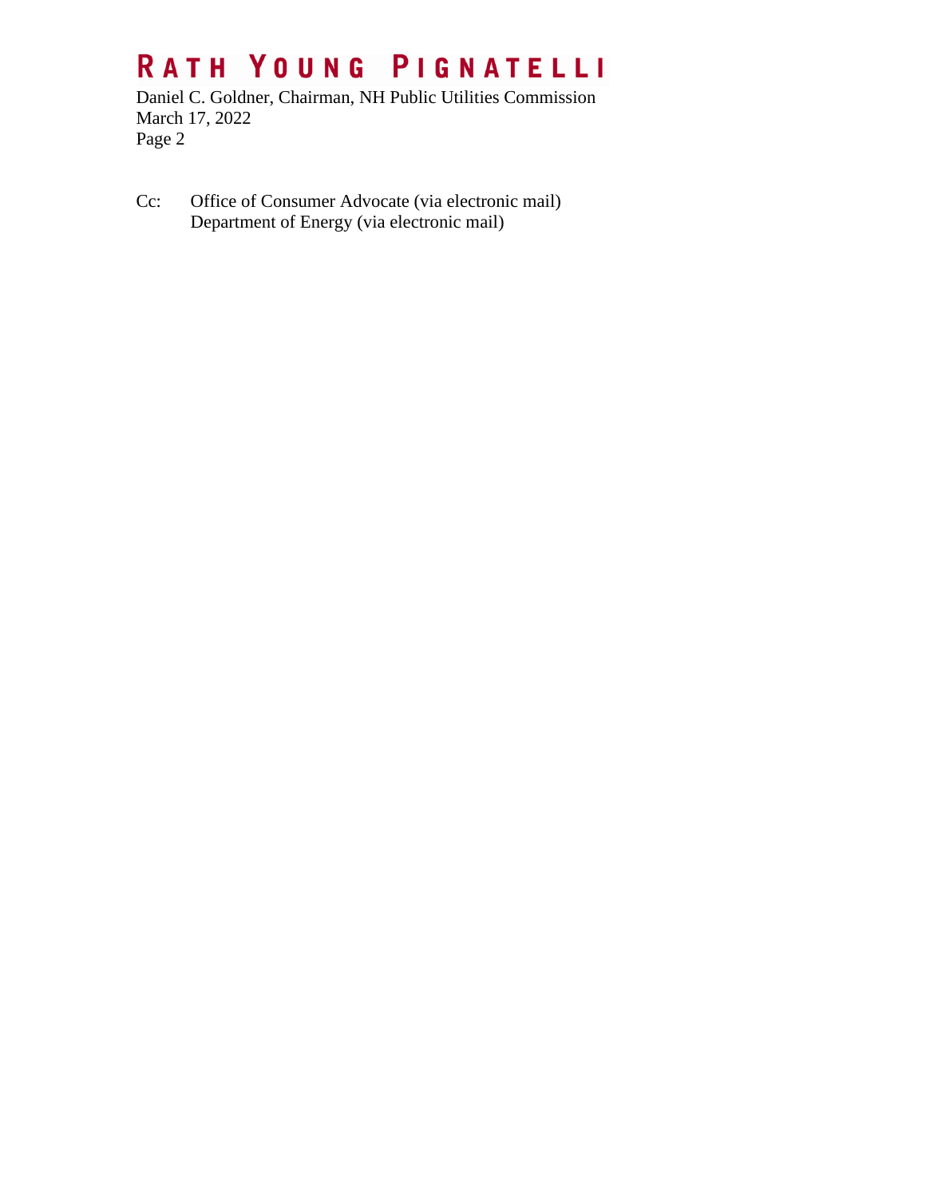Cc: Office of Consumer Advocate (via electronic mail)
Department of Energy (via electronic mail)